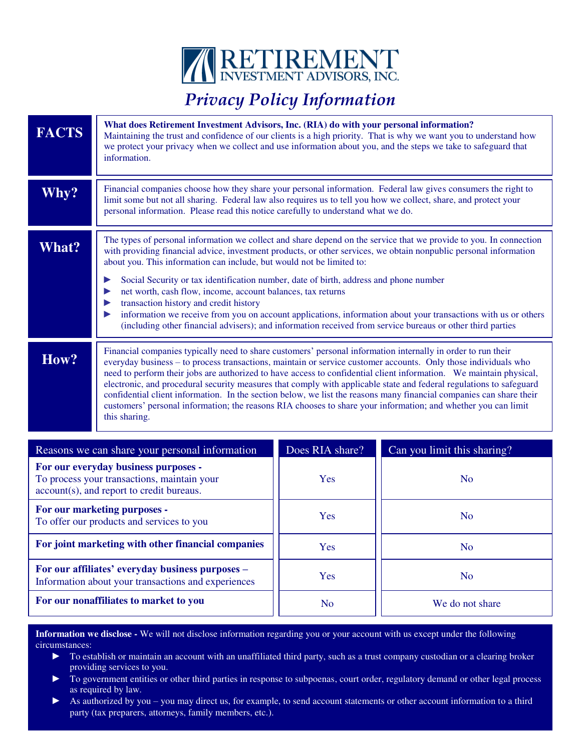# RETIREMENT INVESTMENT ADVISORS, INC.

## *Privacy Policy Information*

### FACTS

**What does Retirement Investment Advisors, Inc. (RIA) do with your personal information?**
Maintaining the trust and confidence of our clients is a high priority. That is why we want you to understand how we protect your privacy when we collect and use information about you, and the steps we take to safeguard that information.

### Why?

Financial companies choose how they share your personal information. Federal law gives consumers the right to limit some but not all sharing. Federal law also requires us to tell you how we collect, share, and protect your personal information. Please read this notice carefully to understand what we do.

### What?

The types of personal information we collect and share depend on the service that we provide to you. In connection with providing financial advice, investment products, or other services, we obtain nonpublic personal information about you. This information can include, but would not be limited to:

- Social Security or tax identification number, date of birth, address and phone number
- net worth, cash flow, income, account balances, tax returns
- transaction history and credit history
- information we receive from you on account applications, information about your transactions with us or others (including other financial advisers); and information received from service bureaus or other third parties

### How?

Financial companies typically need to share customers' personal information internally in order to run their everyday business – to process transactions, maintain or service customer accounts. Only those individuals who need to perform their jobs are authorized to have access to confidential client information. We maintain physical, electronic, and procedural security measures that comply with applicable state and federal regulations to safeguard confidential client information. In the section below, we list the reasons many financial companies can share their customers' personal information; the reasons RIA chooses to share your information; and whether you can limit this sharing.

| Reasons we can share your personal information | Does RIA share? | Can you limit this sharing? |
|---|---|---|
| **For our everyday business purposes -** To process your transactions, maintain your account(s), and report to credit bureaus. | Yes | No |
| **For our marketing purposes -** To offer our products and services to you | Yes | No |
| **For joint marketing with other financial companies** | Yes | No |
| **For our affiliates' everyday business purposes –** Information about your transactions and experiences | Yes | No |
| **For our nonaffiliates to market to you** | No | We do not share |

**Information we disclose -** We will not disclose information regarding you or your account with us except under the following circumstances:

- To establish or maintain an account with an unaffiliated third party, such as a trust company custodian or a clearing broker providing services to you.
- To government entities or other third parties in response to subpoenas, court order, regulatory demand or other legal process as required by law.
- As authorized by you – you may direct us, for example, to send account statements or other account information to a third party (tax preparers, attorneys, family members, etc.).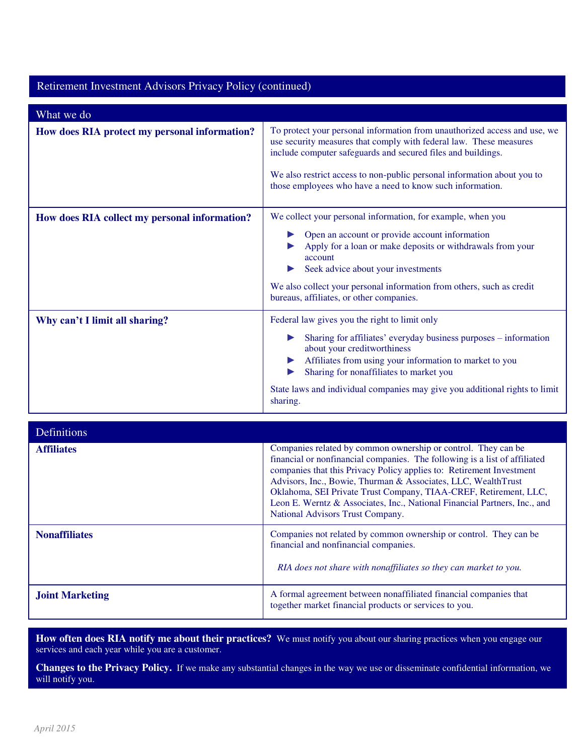## Retirement Investment Advisors Privacy Policy (continued)

| What we do | |
|---|---|
| **How does RIA protect my personal information?** | To protect your personal information from unauthorized access and use, we use security measures that comply with federal law. These measures include computer safeguards and secured files and buildings.<br><br>We also restrict access to non-public personal information about you to those employees who have a need to know such information. |
| **How does RIA collect my personal information?** | We collect your personal information, for example, when you<br>► Open an account or provide account information<br>► Apply for a loan or make deposits or withdrawals from your account<br>► Seek advice about your investments<br><br>We also collect your personal information from others, such as credit bureaus, affiliates, or other companies. |
| **Why can't I limit all sharing?** | Federal law gives you the right to limit only<br>► Sharing for affiliates' everyday business purposes – information about your creditworthiness<br>► Affiliates from using your information to market to you<br>► Sharing for nonaffiliates to market you<br><br>State laws and individual companies may give you additional rights to limit sharing. |

| Definitions | |
|---|---|
| **Affiliates** | Companies related by common ownership or control. They can be financial or nonfinancial companies. The following is a list of affiliated companies that this Privacy Policy applies to: Retirement Investment Advisors, Inc., Bowie, Thurman & Associates, LLC, WealthTrust Oklahoma, SEI Private Trust Company, TIAA-CREF, Retirement, LLC, Leon E. Werntz & Associates, Inc., National Financial Partners, Inc., and National Advisors Trust Company. |
| **Nonaffiliates** | Companies not related by common ownership or control. They can be financial and nonfinancial companies.<br><br>*RIA does not share with nonaffiliates so they can market to you.* |
| **Joint Marketing** | A formal agreement between nonaffiliated financial companies that together market financial products or services to you. |

**How often does RIA notify me about their practices?** We must notify you about our sharing practices when you engage our services and each year while you are a customer.

**Changes to the Privacy Policy.** If we make any substantial changes in the way we use or disseminate confidential information, we will notify you.

*April 2015*